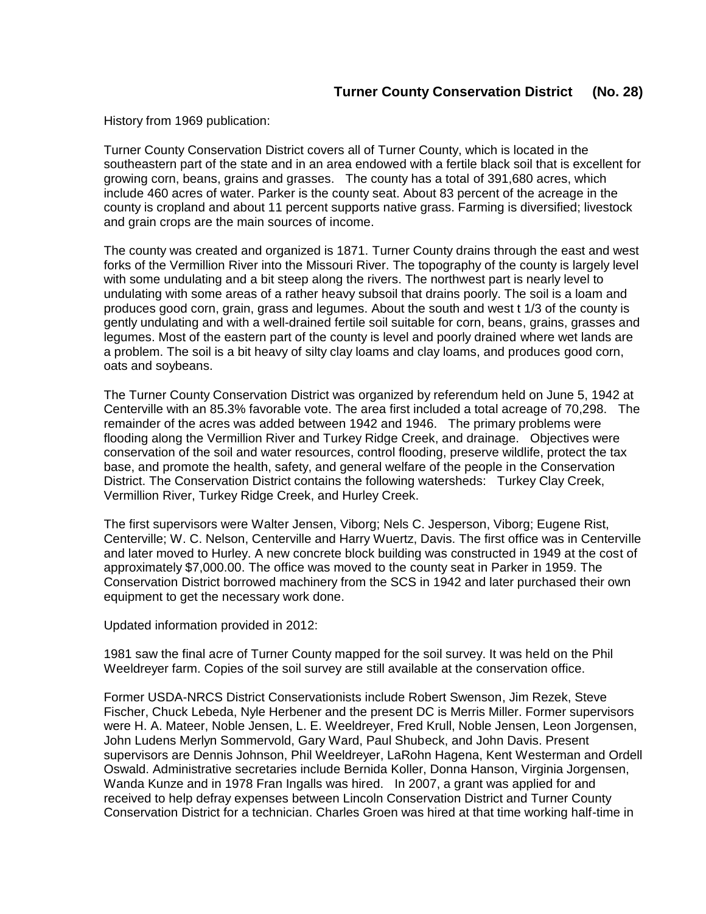## Turner County Conservation District (No. 28)

History from 1969 publication:

Turner County Conservation District covers all of Turner County, which is located in the southeastern part of the state and in an area endowed with a fertile black soil that is excellent for growing corn, beans, grains and grasses. The county has a total of 391,680 acres, which include 460 acres of water. Parker is the county seat. About 83 percent of the acreage in the county is cropland and about 11 percent supports native grass. Farming is diversified; livestock and grain crops are the main sources of income.

The county was created and organized is 1871. Turner County drains through the east and west forks of the Vermillion River into the Missouri River. The topography of the county is largely level with some undulating and a bit steep along the rivers. The northwest part is nearly level to undulating with some areas of a rather heavy subsoil that drains poorly. The soil is a loam and produces good corn, grain, grass and legumes. About the south and west t 1/3 of the county is gently undulating and with a well-drained fertile soil suitable for corn, beans, grains, grasses and legumes. Most of the eastern part of the county is level and poorly drained where wet lands are a problem. The soil is a bit heavy of silty clay loams and clay loams, and produces good corn, oats and soybeans.

The Turner County Conservation District was organized by referendum held on June 5, 1942 at Centerville with an 85.3% favorable vote. The area first included a total acreage of 70,298. The remainder of the acres was added between 1942 and 1946. The primary problems were flooding along the Vermillion River and Turkey Ridge Creek, and drainage. Objectives were conservation of the soil and water resources, control flooding, preserve wildlife, protect the tax base, and promote the health, safety, and general welfare of the people in the Conservation District. The Conservation District contains the following watersheds: Turkey Clay Creek, Vermillion River, Turkey Ridge Creek, and Hurley Creek.

The first supervisors were Walter Jensen, Viborg; Nels C. Jesperson, Viborg; Eugene Rist, Centerville; W. C. Nelson, Centerville and Harry Wuertz, Davis. The first office was in Centerville and later moved to Hurley. A new concrete block building was constructed in 1949 at the cost of approximately $7,000.00. The office was moved to the county seat in Parker in 1959. The Conservation District borrowed machinery from the SCS in 1942 and later purchased their own equipment to get the necessary work done.

Updated information provided in 2012:

1981 saw the final acre of Turner County mapped for the soil survey. It was held on the Phil Weeldreyer farm. Copies of the soil survey are still available at the conservation office.

Former USDA-NRCS District Conservationists include Robert Swenson, Jim Rezek, Steve Fischer, Chuck Lebeda, Nyle Herbener and the present DC is Merris Miller. Former supervisors were H. A. Mateer, Noble Jensen, L. E. Weeldreyer, Fred Krull, Noble Jensen, Leon Jorgensen, John Ludens Merlyn Sommervold, Gary Ward, Paul Shubeck, and John Davis. Present supervisors are Dennis Johnson, Phil Weeldreyer, LaRohn Hagena, Kent Westerman and Ordell Oswald. Administrative secretaries include Bernida Koller, Donna Hanson, Virginia Jorgensen, Wanda Kunze and in 1978 Fran Ingalls was hired. In 2007, a grant was applied for and received to help defray expenses between Lincoln Conservation District and Turner County Conservation District for a technician. Charles Groen was hired at that time working half-time in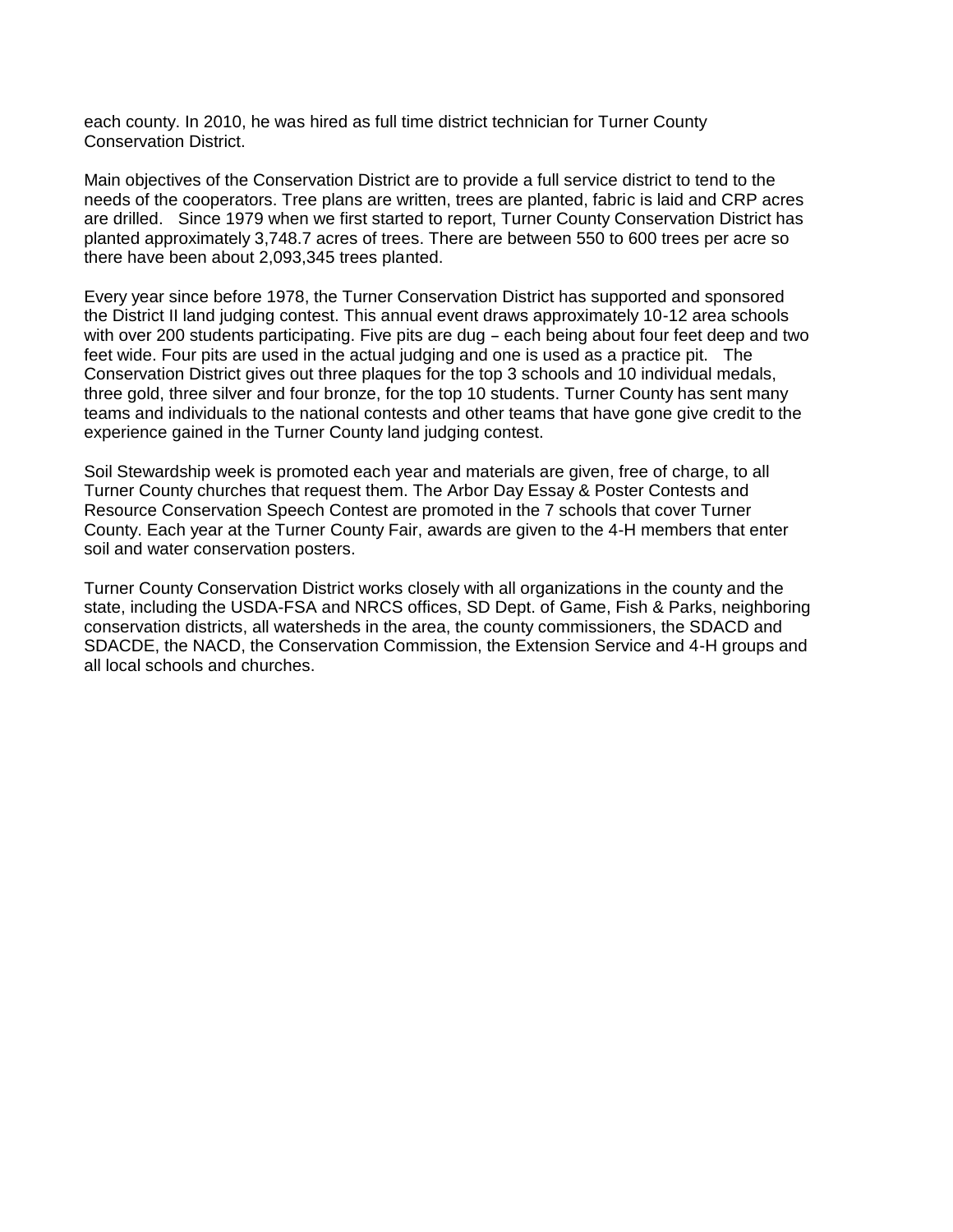each county. In 2010, he was hired as full time district technician for Turner County Conservation District.

Main objectives of the Conservation District are to provide a full service district to tend to the needs of the cooperators. Tree plans are written, trees are planted, fabric is laid and CRP acres are drilled. Since 1979 when we first started to report, Turner County Conservation District has planted approximately 3,748.7 acres of trees. There are between 550 to 600 trees per acre so there have been about 2,093,345 trees planted.

Every year since before 1978, the Turner Conservation District has supported and sponsored the District II land judging contest. This annual event draws approximately 10-12 area schools with over 200 students participating. Five pits are dug – each being about four feet deep and two feet wide. Four pits are used in the actual judging and one is used as a practice pit. The Conservation District gives out three plaques for the top 3 schools and 10 individual medals, three gold, three silver and four bronze, for the top 10 students. Turner County has sent many teams and individuals to the national contests and other teams that have gone give credit to the experience gained in the Turner County land judging contest.

Soil Stewardship week is promoted each year and materials are given, free of charge, to all Turner County churches that request them. The Arbor Day Essay & Poster Contests and Resource Conservation Speech Contest are promoted in the 7 schools that cover Turner County. Each year at the Turner County Fair, awards are given to the 4-H members that enter soil and water conservation posters.

Turner County Conservation District works closely with all organizations in the county and the state, including the USDA-FSA and NRCS offices, SD Dept. of Game, Fish & Parks, neighboring conservation districts, all watersheds in the area, the county commissioners, the SDACD and SDACDE, the NACD, the Conservation Commission, the Extension Service and 4-H groups and all local schools and churches.